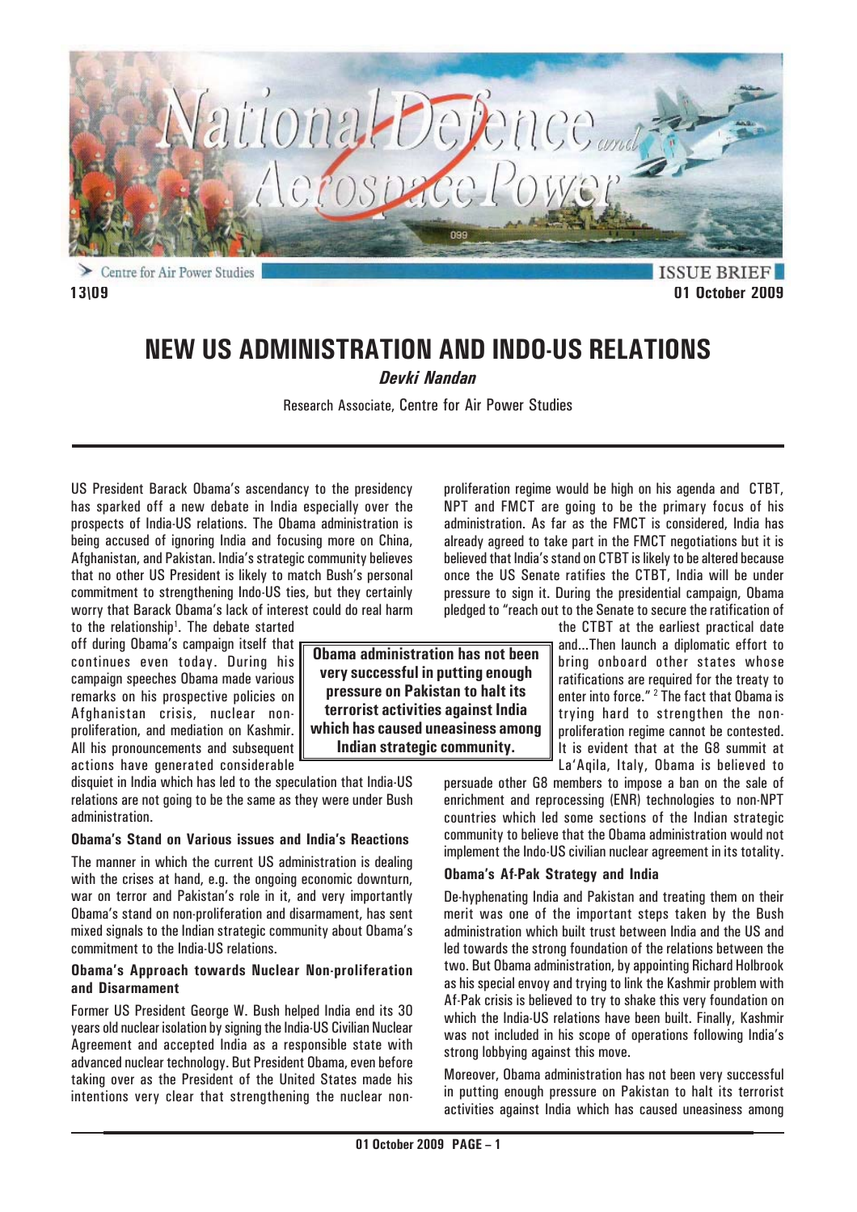Centre for Air Power Studies

ISSUE BRIEF

13\09

01 October 2009

# NEW US ADMINISTRATION AND INDO-US RELATIONS

***Devki Nandan***

Research Associate, Centre for Air Power Studies

US President Barack Obama's ascendancy to the presidency has sparked off a new debate in India especially over the prospects of India-US relations. The Obama administration is being accused of ignoring India and focusing more on China, Afghanistan, and Pakistan. India's strategic community believes that no other US President is likely to match Bush's personal commitment to strengthening Indo-US ties, but they certainly worry that Barack Obama's lack of interest could do real harm to the relationship[1]. The debate started off during Obama's campaign itself that continues even today. During his campaign speeches Obama made various remarks on his prospective policies on Afghanistan crisis, nuclear non-proliferation, and mediation on Kashmir. All his pronouncements and subsequent actions have generated considerable disquiet in India which has led to the speculation that India-US relations are not going to be the same as they were under Bush administration.

> **Obama administration has not been very successful in putting enough pressure on Pakistan to halt its terrorist activities against India which has caused uneasiness among Indian strategic community.**

## Obama's Stand on Various issues and India's Reactions

The manner in which the current US administration is dealing with the crises at hand, e.g. the ongoing economic downturn, war on terror and Pakistan's role in it, and very importantly Obama's stand on non-proliferation and disarmament, has sent mixed signals to the Indian strategic community about Obama's commitment to the India-US relations.

### Obama's Approach towards Nuclear Non-proliferation and Disarmament

Former US President George W. Bush helped India end its 30 years old nuclear isolation by signing the India-US Civilian Nuclear Agreement and accepted India as a responsible state with advanced nuclear technology. But President Obama, even before taking over as the President of the United States made his intentions very clear that strengthening the nuclear non-proliferation regime would be high on his agenda and CTBT, NPT and FMCT are going to be the primary focus of his administration. As far as the FMCT is considered, India has already agreed to take part in the FMCT negotiations but it is believed that India's stand on CTBT is likely to be altered because once the US Senate ratifies the CTBT, India will be under pressure to sign it. During the presidential campaign, Obama pledged to "reach out to the Senate to secure the ratification of the CTBT at the earliest practical date and...Then launch a diplomatic effort to bring onboard other states whose ratifications are required for the treaty to enter into force." [2] The fact that Obama is trying hard to strengthen the non-proliferation regime cannot be contested. It is evident that at the G8 summit at La'Aqila, Italy, Obama is believed to persuade other G8 members to impose a ban on the sale of enrichment and reprocessing (ENR) technologies to non-NPT countries which led some sections of the Indian strategic community to believe that the Obama administration would not implement the Indo-US civilian nuclear agreement in its totality.

### Obama's Af-Pak Strategy and India

De-hyphenating India and Pakistan and treating them on their merit was one of the important steps taken by the Bush administration which built trust between India and the US and led towards the strong foundation of the relations between the two. But Obama administration, by appointing Richard Holbrook as his special envoy and trying to link the Kashmir problem with Af-Pak crisis is believed to try to shake this very foundation on which the India-US relations have been built. Finally, Kashmir was not included in his scope of operations following India's strong lobbying against this move.

Moreover, Obama administration has not been very successful in putting enough pressure on Pakistan to halt its terrorist activities against India which has caused uneasiness among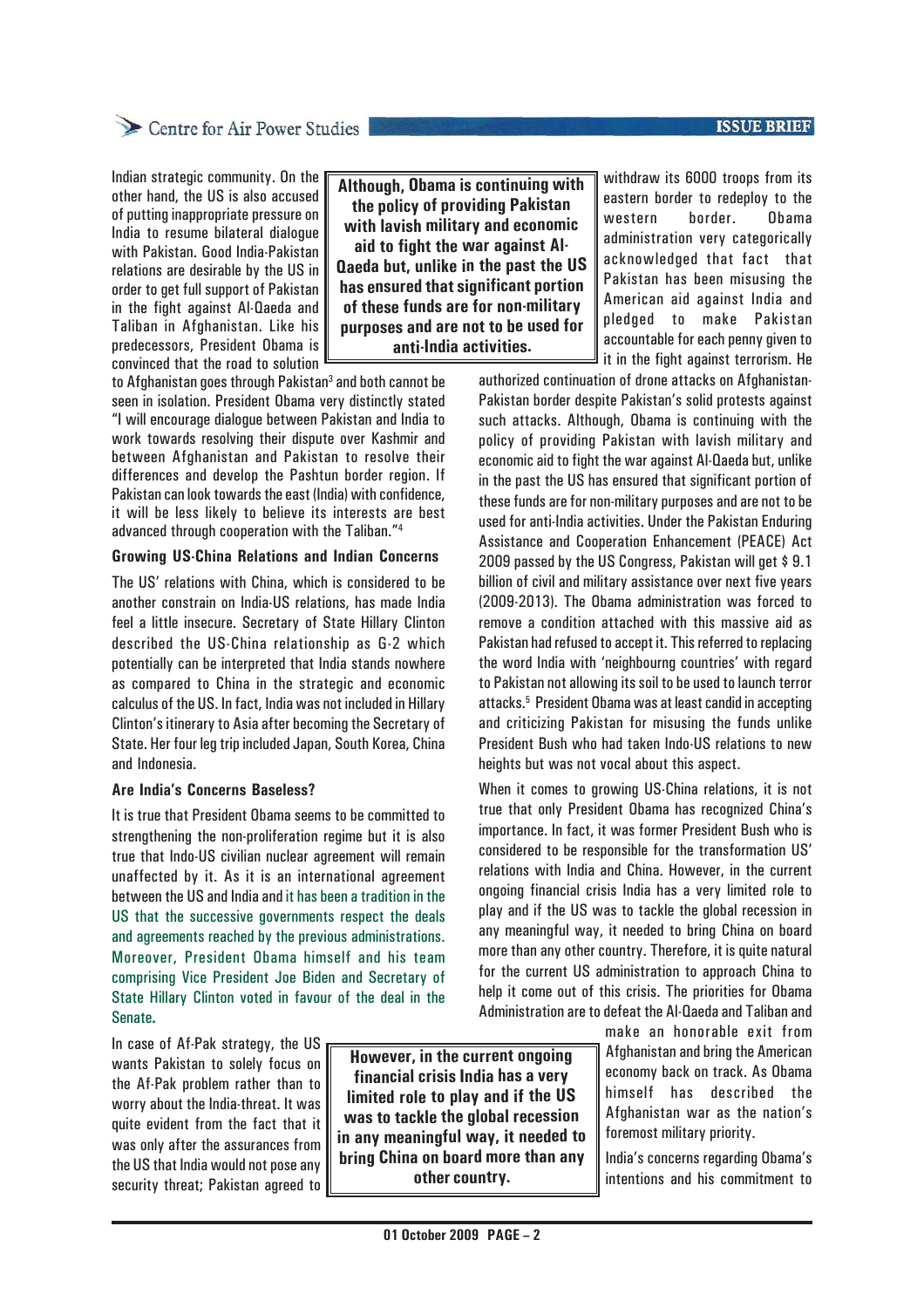Indian strategic community. On the other hand, the US is also accused of putting inappropriate pressure on India to resume bilateral dialogue with Pakistan. Good India-Pakistan relations are desirable by the US in order to get full support of Pakistan in the fight against Al-Qaeda and Taliban in Afghanistan. Like his predecessors, President Obama is convinced that the road to solution to Afghanistan goes through Pakistan[3] and both cannot be seen in isolation. President Obama very distinctly stated "I will encourage dialogue between Pakistan and India to work towards resolving their dispute over Kashmir and between Afghanistan and Pakistan to resolve their differences and develop the Pashtun border region. If Pakistan can look towards the east (India) with confidence, it will be less likely to believe its interests are best advanced through cooperation with the Taliban."[4]

> **Although, Obama is continuing with the policy of providing Pakistan with lavish military and economic aid to fight the war against Al-Qaeda but, unlike in the past the US has ensured that significant portion of these funds are for non-military purposes and are not to be used for anti-India activities.**

### Growing US-China Relations and Indian Concerns

The US' relations with China, which is considered to be another constrain on India-US relations, has made India feel a little insecure. Secretary of State Hillary Clinton described the US-China relationship as G-2 which potentially can be interpreted that India stands nowhere as compared to China in the strategic and economic calculus of the US. In fact, India was not included in Hillary Clinton's itinerary to Asia after becoming the Secretary of State. Her four leg trip included Japan, South Korea, China and Indonesia.

### Are India's Concerns Baseless?

It is true that President Obama seems to be committed to strengthening the non-proliferation regime but it is also true that Indo-US civilian nuclear agreement will remain unaffected by it. As it is an international agreement between the US and India and it has been a tradition in the US that the successive governments respect the deals and agreements reached by the previous administrations. Moreover, President Obama himself and his team comprising Vice President Joe Biden and Secretary of State Hillary Clinton voted in favour of the deal in the Senate.

In case of Af-Pak strategy, the US wants Pakistan to solely focus on the Af-Pak problem rather than to worry about the India-threat. It was quite evident from the fact that it was only after the assurances from the US that India would not pose any security threat; Pakistan agreed to withdraw its 6000 troops from its eastern border to redeploy to the western border. Obama administration very categorically acknowledged that fact that Pakistan has been misusing the American aid against India and pledged to make Pakistan accountable for each penny given to it in the fight against terrorism. He authorized continuation of drone attacks on Afghanistan-Pakistan border despite Pakistan's solid protests against such attacks. Although, Obama is continuing with the policy of providing Pakistan with lavish military and economic aid to fight the war against Al-Qaeda but, unlike in the past the US has ensured that significant portion of these funds are for non-military purposes and are not to be used for anti-India activities. Under the Pakistan Enduring Assistance and Cooperation Enhancement (PEACE) Act 2009 passed by the US Congress, Pakistan will get $ 9.1 billion of civil and military assistance over next five years (2009-2013). The Obama administration was forced to remove a condition attached with this massive aid as Pakistan had refused to accept it. This referred to replacing the word India with 'neighbourng countries' with regard to Pakistan not allowing its soil to be used to launch terror attacks.[5] President Obama was at least candid in accepting and criticizing Pakistan for misusing the funds unlike President Bush who had taken Indo-US relations to new heights but was not vocal about this aspect.

When it comes to growing US-China relations, it is not true that only President Obama has recognized China's importance. In fact, it was former President Bush who is considered to be responsible for the transformation US' relations with India and China. However, in the current ongoing financial crisis India has a very limited role to play and if the US was to tackle the global recession in any meaningful way, it needed to bring China on board more than any other country. Therefore, it is quite natural for the current US administration to approach China to help it come out of this crisis. The priorities for Obama Administration are to defeat the Al-Qaeda and Taliban and make an honorable exit from Afghanistan and bring the American economy back on track. As Obama himself has described the Afghanistan war as the nation's foremost military priority.

> **However, in the current ongoing financial crisis India has a very limited role to play and if the US was to tackle the global recession in any meaningful way, it needed to bring China on board more than any other country.**

India's concerns regarding Obama's intentions and his commitment to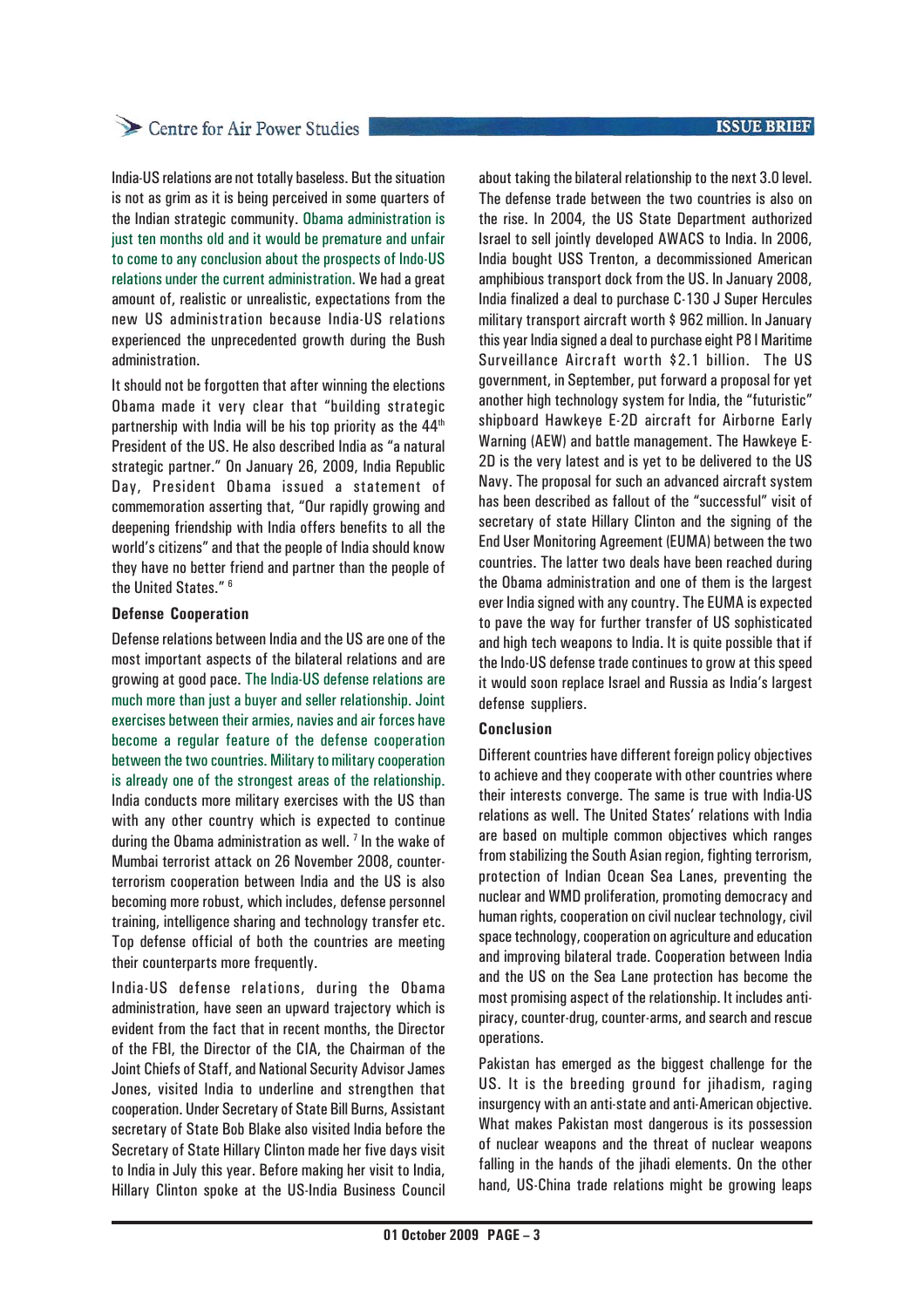India-US relations are not totally baseless. But the situation is not as grim as it is being perceived in some quarters of the Indian strategic community. Obama administration is just ten months old and it would be premature and unfair to come to any conclusion about the prospects of Indo-US relations under the current administration. We had a great amount of, realistic or unrealistic, expectations from the new US administration because India-US relations experienced the unprecedented growth during the Bush administration.

It should not be forgotten that after winning the elections Obama made it very clear that "building strategic partnership with India will be his top priority as the 44th President of the US. He also described India as "a natural strategic partner." On January 26, 2009, India Republic Day, President Obama issued a statement of commemoration asserting that, "Our rapidly growing and deepening friendship with India offers benefits to all the world's citizens" and that the people of India should know they have no better friend and partner than the people of the United States." [6]

### Defense Cooperation

Defense relations between India and the US are one of the most important aspects of the bilateral relations and are growing at good pace. The India-US defense relations are much more than just a buyer and seller relationship. Joint exercises between their armies, navies and air forces have become a regular feature of the defense cooperation between the two countries. Military to military cooperation is already one of the strongest areas of the relationship. India conducts more military exercises with the US than with any other country which is expected to continue during the Obama administration as well. [7] In the wake of Mumbai terrorist attack on 26 November 2008, counter-terrorism cooperation between India and the US is also becoming more robust, which includes, defense personnel training, intelligence sharing and technology transfer etc. Top defense official of both the countries are meeting their counterparts more frequently.

India-US defense relations, during the Obama administration, have seen an upward trajectory which is evident from the fact that in recent months, the Director of the FBI, the Director of the CIA, the Chairman of the Joint Chiefs of Staff, and National Security Advisor James Jones, visited India to underline and strengthen that cooperation. Under Secretary of State Bill Burns, Assistant secretary of State Bob Blake also visited India before the Secretary of State Hillary Clinton made her five days visit to India in July this year. Before making her visit to India, Hillary Clinton spoke at the US-India Business Council about taking the bilateral relationship to the next 3.0 level. The defense trade between the two countries is also on the rise. In 2004, the US State Department authorized Israel to sell jointly developed AWACS to India. In 2006, India bought USS Trenton, a decommissioned American amphibious transport dock from the US. In January 2008, India finalized a deal to purchase C-130 J Super Hercules military transport aircraft worth $ 962 million. In January this year India signed a deal to purchase eight P8 I Maritime Surveillance Aircraft worth $2.1 billion. The US government, in September, put forward a proposal for yet another high technology system for India, the "futuristic" shipboard Hawkeye E-2D aircraft for Airborne Early Warning (AEW) and battle management. The Hawkeye E-2D is the very latest and is yet to be delivered to the US Navy. The proposal for such an advanced aircraft system has been described as fallout of the "successful" visit of secretary of state Hillary Clinton and the signing of the End User Monitoring Agreement (EUMA) between the two countries. The latter two deals have been reached during the Obama administration and one of them is the largest ever India signed with any country. The EUMA is expected to pave the way for further transfer of US sophisticated and high tech weapons to India. It is quite possible that if the Indo-US defense trade continues to grow at this speed it would soon replace Israel and Russia as India's largest defense suppliers.

### Conclusion

Different countries have different foreign policy objectives to achieve and they cooperate with other countries where their interests converge. The same is true with India-US relations as well. The United States' relations with India are based on multiple common objectives which ranges from stabilizing the South Asian region, fighting terrorism, protection of Indian Ocean Sea Lanes, preventing the nuclear and WMD proliferation, promoting democracy and human rights, cooperation on civil nuclear technology, civil space technology, cooperation on agriculture and education and improving bilateral trade. Cooperation between India and the US on the Sea Lane protection has become the most promising aspect of the relationship. It includes anti-piracy, counter-drug, counter-arms, and search and rescue operations.

Pakistan has emerged as the biggest challenge for the US. It is the breeding ground for jihadism, raging insurgency with an anti-state and anti-American objective. What makes Pakistan most dangerous is its possession of nuclear weapons and the threat of nuclear weapons falling in the hands of the jihadi elements. On the other hand, US-China trade relations might be growing leaps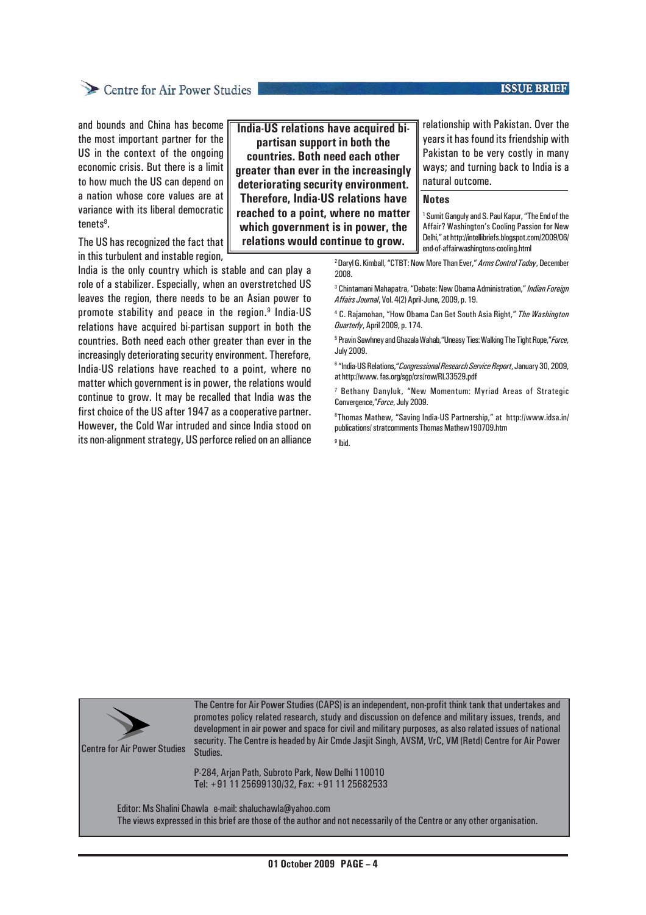and bounds and China has become the most important partner for the US in the context of the ongoing economic crisis. But there is a limit to how much the US can depend on a nation whose core values are at variance with its liberal democratic tenets[8].

The US has recognized the fact that in this turbulent and instable region, India is the only country which is stable and can play a role of a stabilizer. Especially, when an overstretched US leaves the region, there needs to be an Asian power to promote stability and peace in the region.[9] India-US relations have acquired bi-partisan support in both the countries. Both need each other greater than ever in the increasingly deteriorating security environment. Therefore, India-US relations have reached to a point, where no matter which government is in power, the relations would continue to grow. It may be recalled that India was the first choice of the US after 1947 as a cooperative partner. However, the Cold War intruded and since India stood on its non-alignment strategy, US perforce relied on an alliance relationship with Pakistan. Over the years it has found its friendship with Pakistan to be very costly in many ways; and turning back to India is a natural outcome.

**India-US relations have acquired bi-partisan support in both the countries. Both need each other greater than ever in the increasingly deteriorating security environment. Therefore, India-US relations have reached to a point, where no matter which government is in power, the relations would continue to grow.**

## Notes

[1] Sumit Ganguly and S. Paul Kapur, "The End of the Affair? Washington's Cooling Passion for New Delhi," at http://intellibriefs.blogspot.com/2009/06/end-of-affairwashingtons-cooling.html

[2] Daryl G. Kimball, "CTBT: Now More Than Ever," *Arms Control Today*, December 2008.

[3] Chintamani Mahapatra, "Debate: New Obama Administration," *Indian Foreign Affairs Journal*, Vol. 4(2) April-June, 2009, p. 19.

[4] C. Rajamohan, "How Obama Can Get South Asia Right," *The Washington Quarterly*, April 2009, p. 174.

[5] Pravin Sawhney and Ghazala Wahab, "Uneasy Ties: Walking The Tight Rope," *Force*, July 2009.

[6] "India-US Relations," *Congressional Research Service Report*, January 30, 2009, at http://www. fas.org/sgp/crs/row/RL33529.pdf

[7] Bethany Danyluk, "New Momentum: Myriad Areas of Strategic Convergence," *Force*, July 2009.

[8] Thomas Mathew, "Saving India-US Partnership," at http://www.idsa.in/publications/ stratcomments Thomas Mathew190709.htm

[9] Ibid.

---

Centre for Air Power Studies

The Centre for Air Power Studies (CAPS) is an independent, non-profit think tank that undertakes and promotes policy related research, study and discussion on defence and military issues, trends, and development in air power and space for civil and military purposes, as also related issues of national security. The Centre is headed by Air Cmde Jasjit Singh, AVSM, VrC, VM (Retd) Centre for Air Power Studies.

P-284, Arjan Path, Subroto Park, New Delhi 110010
Tel: +91 11 25699130/32, Fax: +91 11 25682533

Editor: Ms Shalini Chawla e-mail: shaluchawla@yahoo.com
The views expressed in this brief are those of the author and not necessarily of the Centre or any other organisation.